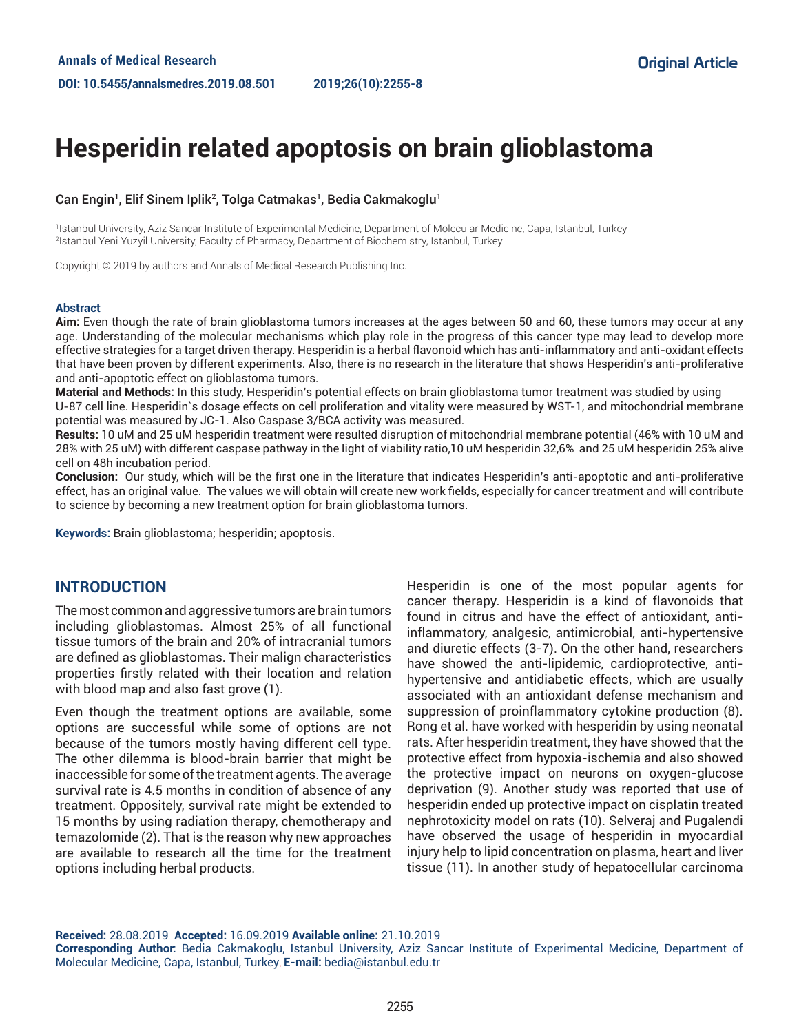Annals of Medical Research

DOI: 10.5455/annalsmedres.2019.08.501 2019;26(10):2255-8

Original Article

# Hesperidin related apoptosis on brain glioblastoma

Can Engin[1], Elif Sinem Iplik[2], Tolga Catmakas[1], Bedia Cakmakoglu[1]

[1]Istanbul University, Aziz Sancar Institute of Experimental Medicine, Department of Molecular Medicine, Capa, Istanbul, Turkey
[2]Istanbul Yeni Yuzyil University, Faculty of Pharmacy, Department of Biochemistry, Istanbul, Turkey

Copyright © 2019 by authors and Annals of Medical Research Publishing Inc.

**Abstract**

**Aim:** Even though the rate of brain glioblastoma tumors increases at the ages between 50 and 60, these tumors may occur at any age. Understanding of the molecular mechanisms which play role in the progress of this cancer type may lead to develop more effective strategies for a target driven therapy. Hesperidin is a herbal flavonoid which has anti-inflammatory and anti-oxidant effects that have been proven by different experiments. Also, there is no research in the literature that shows Hesperidin's anti-proliferative and anti-apoptotic effect on glioblastoma tumors.

**Material and Methods:** In this study, Hesperidin's potential effects on brain glioblastoma tumor treatment was studied by using U-87 cell line. Hesperidin`s dosage effects on cell proliferation and vitality were measured by WST-1, and mitochondrial membrane potential was measured by JC-1. Also Caspase 3/BCA activity was measured.

**Results:** 10 uM and 25 uM hesperidin treatment were resulted disruption of mitochondrial membrane potential (46% with 10 uM and 28% with 25 uM) with different caspase pathway in the light of viability ratio,10 uM hesperidin 32,6% and 25 uM hesperidin 25% alive cell on 48h incubation period.

**Conclusion:** Our study, which will be the first one in the literature that indicates Hesperidin's anti-apoptotic and anti-proliferative effect, has an original value. The values we will obtain will create new work fields, especially for cancer treatment and will contribute to science by becoming a new treatment option for brain glioblastoma tumors.

**Keywords:** Brain glioblastoma; hesperidin; apoptosis.

## INTRODUCTION

The most common and aggressive tumors are brain tumors including glioblastomas. Almost 25% of all functional tissue tumors of the brain and 20% of intracranial tumors are defined as glioblastomas. Their malign characteristics properties firstly related with their location and relation with blood map and also fast grove (1).

Even though the treatment options are available, some options are successful while some of options are not because of the tumors mostly having different cell type. The other dilemma is blood-brain barrier that might be inaccessible for some of the treatment agents. The average survival rate is 4.5 months in condition of absence of any treatment. Oppositely, survival rate might be extended to 15 months by using radiation therapy, chemotherapy and temazolomide (2). That is the reason why new approaches are available to research all the time for the treatment options including herbal products.

Hesperidin is one of the most popular agents for cancer therapy. Hesperidin is a kind of flavonoids that found in citrus and have the effect of antioxidant, anti-inflammatory, analgesic, antimicrobial, anti-hypertensive and diuretic effects (3-7). On the other hand, researchers have showed the anti-lipidemic, cardioprotective, anti-hypertensive and antidiabetic effects, which are usually associated with an antioxidant defense mechanism and suppression of proinflammatory cytokine production (8). Rong et al. have worked with hesperidin by using neonatal rats. After hesperidin treatment, they have showed that the protective effect from hypoxia-ischemia and also showed the protective impact on neurons on oxygen-glucose deprivation (9). Another study was reported that use of hesperidin ended up protective impact on cisplatin treated nephrotoxicity model on rats (10). Selveraj and Pugalendi have observed the usage of hesperidin in myocardial injury help to lipid concentration on plasma, heart and liver tissue (11). In another study of hepatocellular carcinoma

**Received:** 28.08.2019 **Accepted:** 16.09.2019 **Available online:** 21.10.2019

**Corresponding Author:** Bedia Cakmakoglu, Istanbul University, Aziz Sancar Institute of Experimental Medicine, Department of Molecular Medicine, Capa, Istanbul, Turkey, **E-mail:** bedia@istanbul.edu.tr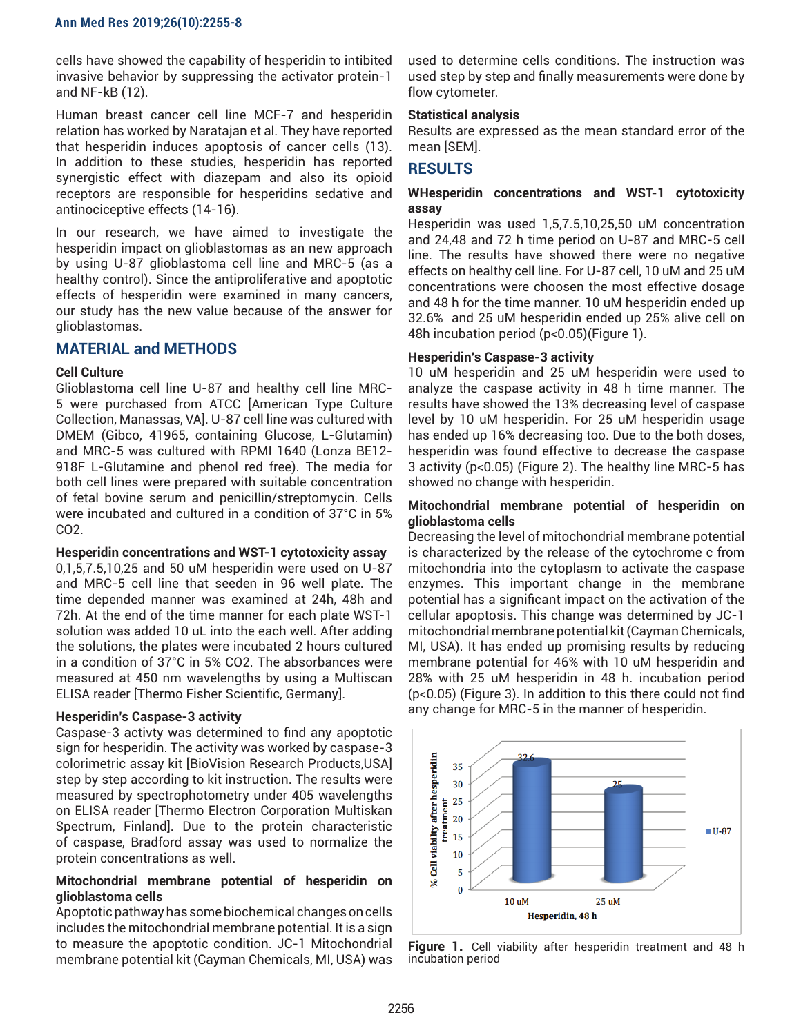cells have showed the capability of hesperidin to intibited invasive behavior by suppressing the activator protein-1 and NF-kB (12).

Human breast cancer cell line MCF-7 and hesperidin relation has worked by Naratajan et al. They have reported that hesperidin induces apoptosis of cancer cells (13). In addition to these studies, hesperidin has reported synergistic effect with diazepam and also its opioid receptors are responsible for hesperidins sedative and antinociceptive effects (14-16).

In our research, we have aimed to investigate the hesperidin impact on glioblastomas as an new approach by using U-87 glioblastoma cell line and MRC-5 (as a healthy control). Since the antiproliferative and apoptotic effects of hesperidin were examined in many cancers, our study has the new value because of the answer for glioblastomas.

## MATERIAL and METHODS

### Cell Culture

Glioblastoma cell line U-87 and healthy cell line MRC-5 were purchased from ATCC [American Type Culture Collection, Manassas, VA]. U-87 cell line was cultured with DMEM (Gibco, 41965, containing Glucose, L-Glutamin) and MRC-5 was cultured with RPMI 1640 (Lonza BE12-918F L-Glutamine and phenol red free). The media for both cell lines were prepared with suitable concentration of fetal bovine serum and penicillin/streptomycin. Cells were incubated and cultured in a condition of 37°C in 5% $CO_2$.

### Hesperidin concentrations and WST-1 cytotoxicity assay

0,1,5,7.5,10,25 and 50 uM hesperidin were used on U-87 and MRC-5 cell line that seeden in 96 well plate. The time depended manner was examined at 24h, 48h and 72h. At the end of the time manner for each plate WST-1 solution was added 10 uL into the each well. After adding the solutions, the plates were incubated 2 hours cultured in a condition of 37°C in 5% $CO_2$. The absorbances were measured at 450 nm wavelengths by using a Multiscan ELISA reader [Thermo Fisher Scientific, Germany].

### Hesperidin's Caspase-3 activity

Caspase-3 activty was determined to find any apoptotic sign for hesperidin. The activity was worked by caspase-3 colorimetric assay kit [BioVision Research Products,USA] step by step according to kit instruction. The results were measured by spectrophotometry under 405 wavelengths on ELISA reader [Thermo Electron Corporation Multiskan Spectrum, Finland]. Due to the protein characteristic of caspase, Bradford assay was used to normalize the protein concentrations as well.

### Mitochondrial membrane potential of hesperidin on glioblastoma cells

Apoptotic pathway has some biochemical changes on cells includes the mitochondrial membrane potential. It is a sign to measure the apoptotic condition. JC-1 Mitochondrial membrane potential kit (Cayman Chemicals, MI, USA) was used to determine cells conditions. The instruction was used step by step and finally measurements were done by flow cytometer.

### Statistical analysis

Results are expressed as the mean standard error of the mean [SEM].

## RESULTS

### WHesperidin concentrations and WST-1 cytotoxicity assay

Hesperidin was used 1,5,7.5,10,25,50 uM concentration and 24,48 and 72 h time period on U-87 and MRC-5 cell line. The results have showed there were no negative effects on healthy cell line. For U-87 cell, 10 uM and 25 uM concentrations were choosen the most effective dosage and 48 h for the time manner. 10 uM hesperidin ended up 32.6% and 25 uM hesperidin ended up 25% alive cell on 48h incubation period ($p<0.05$)(Figure 1).

### Hesperidin's Caspase-3 activity

10 uM hesperidin and 25 uM hesperidin were used to analyze the caspase activity in 48 h time manner. The results have showed the 13% decreasing level of caspase level by 10 uM hesperidin. For 25 uM hesperidin usage has ended up 16% decreasing too. Due to the both doses, hesperidin was found effective to decrease the caspase 3 activity ($p<0.05$) (Figure 2). The healthy line MRC-5 has showed no change with hesperidin.

### Mitochondrial membrane potential of hesperidin on glioblastoma cells

Decreasing the level of mitochondrial membrane potential is characterized by the release of the cytochrome c from mitochondria into the cytoplasm to activate the caspase enzymes. This important change in the membrane potential has a significant impact on the activation of the cellular apoptosis. This change was determined by JC-1 mitochondrial membrane potential kit (Cayman Chemicals, MI, USA). It has ended up promising results by reducing membrane potential for 46% with 10 uM hesperidin and 28% with 25 uM hesperidin in 48 h. incubation period ($p<0.05$) (Figure 3). In addition to this there could not find any change for MRC-5 in the manner of hesperidin.

Figure 1. Cell viability after hesperidin treatment and 48 h incubation period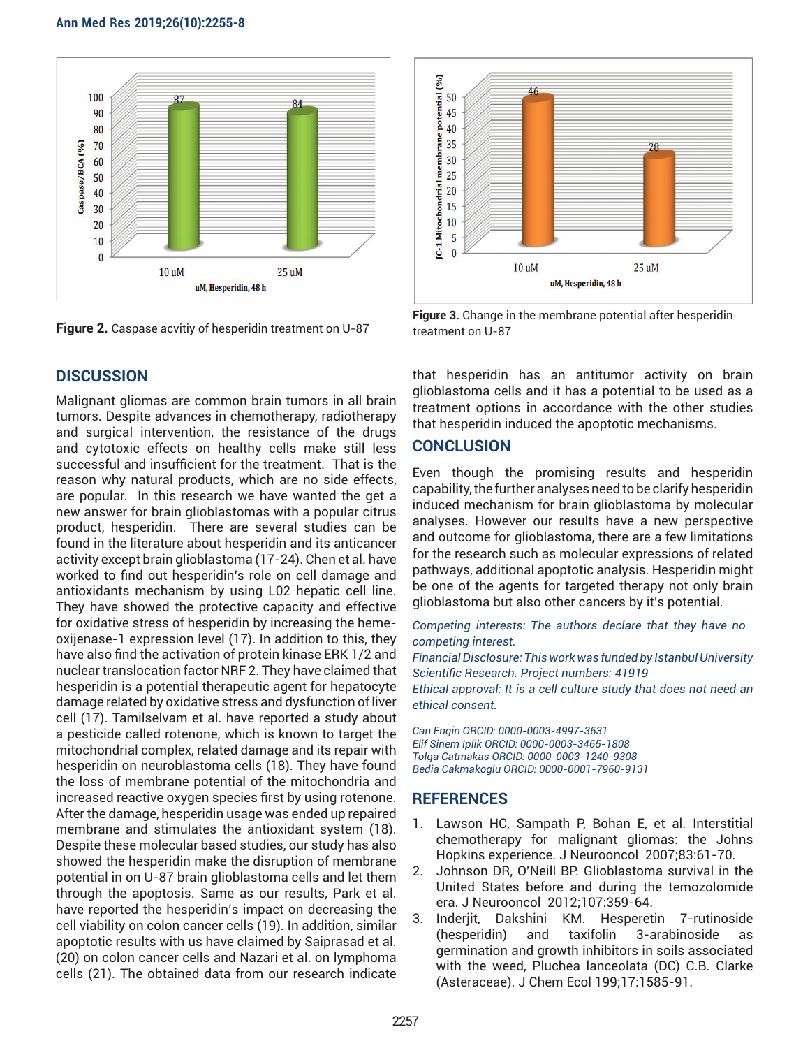Figure 2. Caspase acvitiy of hesperidin treatment on U-87

Figure 3. Change in the membrane potential after hesperidin treatment on U-87

## DISCUSSION

Malignant gliomas are common brain tumors in all brain tumors. Despite advances in chemotherapy, radiotherapy and surgical intervention, the resistance of the drugs and cytotoxic effects on healthy cells make still less successful and insufficient for the treatment. That is the reason why natural products, which are no side effects, are popular. In this research we have wanted the get a new answer for brain glioblastomas with a popular citrus product, hesperidin. There are several studies can be found in the literature about hesperidin and its anticancer activity except brain glioblastoma (17-24). Chen et al. have worked to find out hesperidin's role on cell damage and antioxidants mechanism by using L02 hepatic cell line. They have showed the protective capacity and effective for oxidative stress of hesperidin by increasing the heme-oxijenase-1 expression level (17). In addition to this, they have also find the activation of protein kinase ERK 1/2 and nuclear translocation factor NRF 2. They have claimed that hesperidin is a potential therapeutic agent for hepatocyte damage related by oxidative stress and dysfunction of liver cell (17). Tamilselvam et al. have reported a study about a pesticide called rotenone, which is known to target the mitochondrial complex, related damage and its repair with hesperidin on neuroblastoma cells (18). They have found the loss of membrane potential of the mitochondria and increased reactive oxygen species first by using rotenone. After the damage, hesperidin usage was ended up repaired membrane and stimulates the antioxidant system (18). Despite these molecular based studies, our study has also showed the hesperidin make the disruption of membrane potential in on U-87 brain glioblastoma cells and let them through the apoptosis. Same as our results, Park et al. have reported the hesperidin's impact on decreasing the cell viability on colon cancer cells (19). In addition, similar apoptotic results with us have claimed by Saiprasad et al. (20) on colon cancer cells and Nazari et al. on lymphoma cells (21). The obtained data from our research indicate that hesperidin has an antitumor activity on brain glioblastoma cells and it has a potential to be used as a treatment options in accordance with the other studies that hesperidin induced the apoptotic mechanisms.

## CONCLUSION

Even though the promising results and hesperidin capability, the further analyses need to be clarify hesperidin induced mechanism for brain glioblastoma by molecular analyses. However our results have a new perspective and outcome for glioblastoma, there are a few limitations for the research such as molecular expressions of related pathways, additional apoptotic analysis. Hesperidin might be one of the agents for targeted therapy not only brain glioblastoma but also other cancers by it's potential.

*Competing interests: The authors declare that they have no competing interest.*

*Financial Disclosure: This work was funded by Istanbul University Scientific Research. Project numbers: 41919*

*Ethical approval: It is a cell culture study that does not need an ethical consent.*

*Can Engin ORCID: 0000-0003-4997-3631*
*Elif Sinem Iplik ORCID: 0000-0003-3465-1808*
*Tolga Catmakas ORCID: 0000-0003-1240-9308*
*Bedia Cakmakoglu ORCID: 0000-0001-7960-9131*

## REFERENCES

1. Lawson HC, Sampath P, Bohan E, et al. Interstitial chemotherapy for malignant gliomas: the Johns Hopkins experience. J Neurooncol 2007;83:61-70.
2. Johnson DR, O'Neill BP. Glioblastoma survival in the United States before and during the temozolomide era. J Neurooncol 2012;107:359-64.
3. Inderjit, Dakshini KM. Hesperetin 7-rutinoside (hesperidin) and taxifolin 3-arabinoside as germination and growth inhibitors in soils associated with the weed, Pluchea lanceolata (DC) C.B. Clarke (Asteraceae). J Chem Ecol 199;17:1585-91.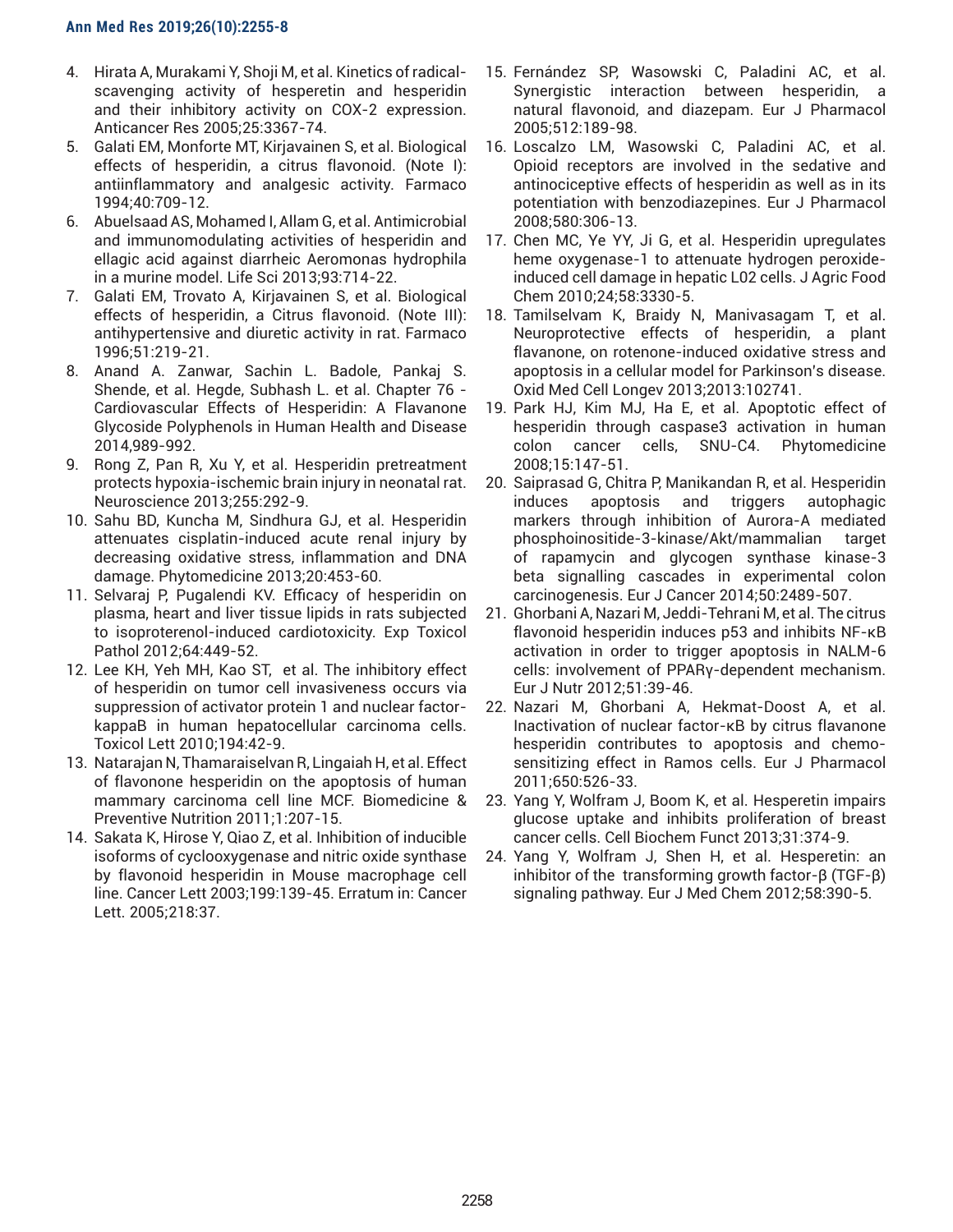4. Hirata A, Murakami Y, Shoji M, et al. Kinetics of radical-scavenging activity of hesperetin and hesperidin and their inhibitory activity on COX-2 expression. Anticancer Res 2005;25:3367-74.
5. Galati EM, Monforte MT, Kirjavainen S, et al. Biological effects of hesperidin, a citrus flavonoid. (Note I): antiinflammatory and analgesic activity. Farmaco 1994;40:709-12.
6. Abuelsaad AS, Mohamed I, Allam G, et al. Antimicrobial and immunomodulating activities of hesperidin and ellagic acid against diarrheic Aeromonas hydrophila in a murine model. Life Sci 2013;93:714-22.
7. Galati EM, Trovato A, Kirjavainen S, et al. Biological effects of hesperidin, a Citrus flavonoid. (Note III): antihypertensive and diuretic activity in rat. Farmaco 1996;51:219-21.
8. Anand A. Zanwar, Sachin L. Badole, Pankaj S. Shende, et al. Hegde, Subhash L. et al. Chapter 76 - Cardiovascular Effects of Hesperidin: A Flavanone Glycoside Polyphenols in Human Health and Disease 2014,989-992.
9. Rong Z, Pan R, Xu Y, et al. Hesperidin pretreatment protects hypoxia-ischemic brain injury in neonatal rat. Neuroscience 2013;255:292-9.
10. Sahu BD, Kuncha M, Sindhura GJ, et al. Hesperidin attenuates cisplatin-induced acute renal injury by decreasing oxidative stress, inflammation and DNA damage. Phytomedicine 2013;20:453-60.
11. Selvaraj P, Pugalendi KV. Efficacy of hesperidin on plasma, heart and liver tissue lipids in rats subjected to isoproterenol-induced cardiotoxicity. Exp Toxicol Pathol 2012;64:449-52.
12. Lee KH, Yeh MH, Kao ST, et al. The inhibitory effect of hesperidin on tumor cell invasiveness occurs via suppression of activator protein 1 and nuclear factor-kappaB in human hepatocellular carcinoma cells. Toxicol Lett 2010;194:42-9.
13. Natarajan N, Thamaraiselvan R, Lingaiah H, et al. Effect of flavonone hesperidin on the apoptosis of human mammary carcinoma cell line MCF. Biomedicine & Preventive Nutrition 2011;1:207-15.
14. Sakata K, Hirose Y, Qiao Z, et al. Inhibition of inducible isoforms of cyclooxygenase and nitric oxide synthase by flavonoid hesperidin in Mouse macrophage cell line. Cancer Lett 2003;199:139-45. Erratum in: Cancer Lett. 2005;218:37.
15. Fernández SP, Wasowski C, Paladini AC, et al. Synergistic interaction between hesperidin, a natural flavonoid, and diazepam. Eur J Pharmacol 2005;512:189-98.
16. Loscalzo LM, Wasowski C, Paladini AC, et al. Opioid receptors are involved in the sedative and antinociceptive effects of hesperidin as well as in its potentiation with benzodiazepines. Eur J Pharmacol 2008;580:306-13.
17. Chen MC, Ye YY, Ji G, et al. Hesperidin upregulates heme oxygenase-1 to attenuate hydrogen peroxide-induced cell damage in hepatic L02 cells. J Agric Food Chem 2010;24;58:3330-5.
18. Tamilselvam K, Braidy N, Manivasagam T, et al. Neuroprotective effects of hesperidin, a plant flavanone, on rotenone-induced oxidative stress and apoptosis in a cellular model for Parkinson's disease. Oxid Med Cell Longev 2013;2013:102741.
19. Park HJ, Kim MJ, Ha E, et al. Apoptotic effect of hesperidin through caspase3 activation in human colon cancer cells, SNU-C4. Phytomedicine 2008;15:147-51.
20. Saiprasad G, Chitra P, Manikandan R, et al. Hesperidin induces apoptosis and triggers autophagic markers through inhibition of Aurora-A mediated phosphoinositide-3-kinase/Akt/mammalian target of rapamycin and glycogen synthase kinase-3 beta signalling cascades in experimental colon carcinogenesis. Eur J Cancer 2014;50:2489-507.
21. Ghorbani A, Nazari M, Jeddi-Tehrani M, et al. The citrus flavonoid hesperidin induces p53 and inhibits NF-κB activation in order to trigger apoptosis in NALM-6 cells: involvement of PPARγ-dependent mechanism. Eur J Nutr 2012;51:39-46.
22. Nazari M, Ghorbani A, Hekmat-Doost A, et al. Inactivation of nuclear factor-κB by citrus flavanone hesperidin contributes to apoptosis and chemo-sensitizing effect in Ramos cells. Eur J Pharmacol 2011;650:526-33.
23. Yang Y, Wolfram J, Boom K, et al. Hesperetin impairs glucose uptake and inhibits proliferation of breast cancer cells. Cell Biochem Funct 2013;31:374-9.
24. Yang Y, Wolfram J, Shen H, et al. Hesperetin: an inhibitor of the transforming growth factor-β (TGF-β) signaling pathway. Eur J Med Chem 2012;58:390-5.